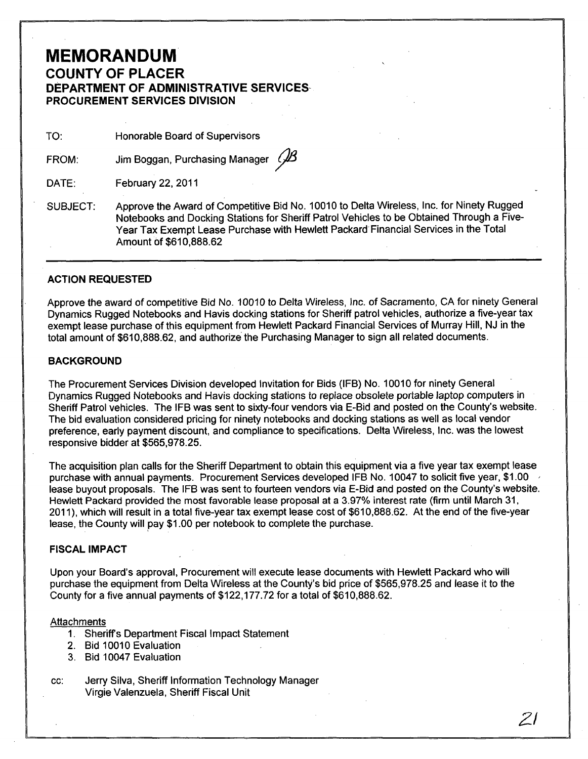# MEMORANDUM

## COUNTY OF PLACER

### DEPARTMENT OF ADMINISTRATIVE SERVICES

### PROCUREMENT SERVICES DIVISION

TO: Honorable Board of Supervisors

FROM: Jim Boggan, Purchasing Manager JB

DATE: February 22, 2011

SUBJECT: Approve the Award of Competitive Bid No. 10010 to Delta Wireless, Inc. for Ninety Rugged Notebooks and Docking Stations for Sheriff Patrol Vehicles to be Obtained Through a Five-Year Tax Exempt Lease Purchase with Hewlett Packard Financial Services in the Total Amount of $610,888.62

---

**ACTION REQUESTED**

Approve the award of competitive Bid No. 10010 to Delta Wireless, Inc. of Sacramento, CA for ninety General Dynamics Rugged Notebooks and Havis docking stations for Sheriff patrol vehicles, authorize a five-year tax exempt lease purchase of this equipment from Hewlett Packard Financial Services of Murray Hill, NJ in the total amount of $610,888.62, and authorize the Purchasing Manager to sign all related documents.

**BACKGROUND**

The Procurement Services Division developed Invitation for Bids (IFB) No. 10010 for ninety General Dynamics Rugged Notebooks and Havis docking stations to replace obsolete portable laptop computers in Sheriff Patrol vehicles. The IFB was sent to sixty-four vendors via E-Bid and posted on the County's website. The bid evaluation considered pricing for ninety notebooks and docking stations as well as local vendor preference, early payment discount, and compliance to specifications. Delta Wireless, Inc. was the lowest responsive bidder at $565,978.25.

The acquisition plan calls for the Sheriff Department to obtain this equipment via a five year tax exempt lease purchase with annual payments. Procurement Services developed IFB No. 10047 to solicit five year, $1.00 lease buyout proposals. The IFB was sent to fourteen vendors via E-Bid and posted on the County's website. Hewlett Packard provided the most favorable lease proposal at a 3.97% interest rate (firm until March 31, 2011), which will result in a total five-year tax exempt lease cost of $610,888.62. At the end of the five-year lease, the County will pay $1.00 per notebook to complete the purchase.

**FISCAL IMPACT**

Upon your Board's approval, Procurement will execute lease documents with Hewlett Packard who will purchase the equipment from Delta Wireless at the County's bid price of $565,978.25 and lease it to the County for a five annual payments of $122,177.72 for a total of $610,888.62.

Attachments

1. Sheriff's Department Fiscal Impact Statement
2. Bid 10010 Evaluation
3. Bid 10047 Evaluation

cc: Jerry Silva, Sheriff Information Technology Manager
Virgie Valenzuela, Sheriff Fiscal Unit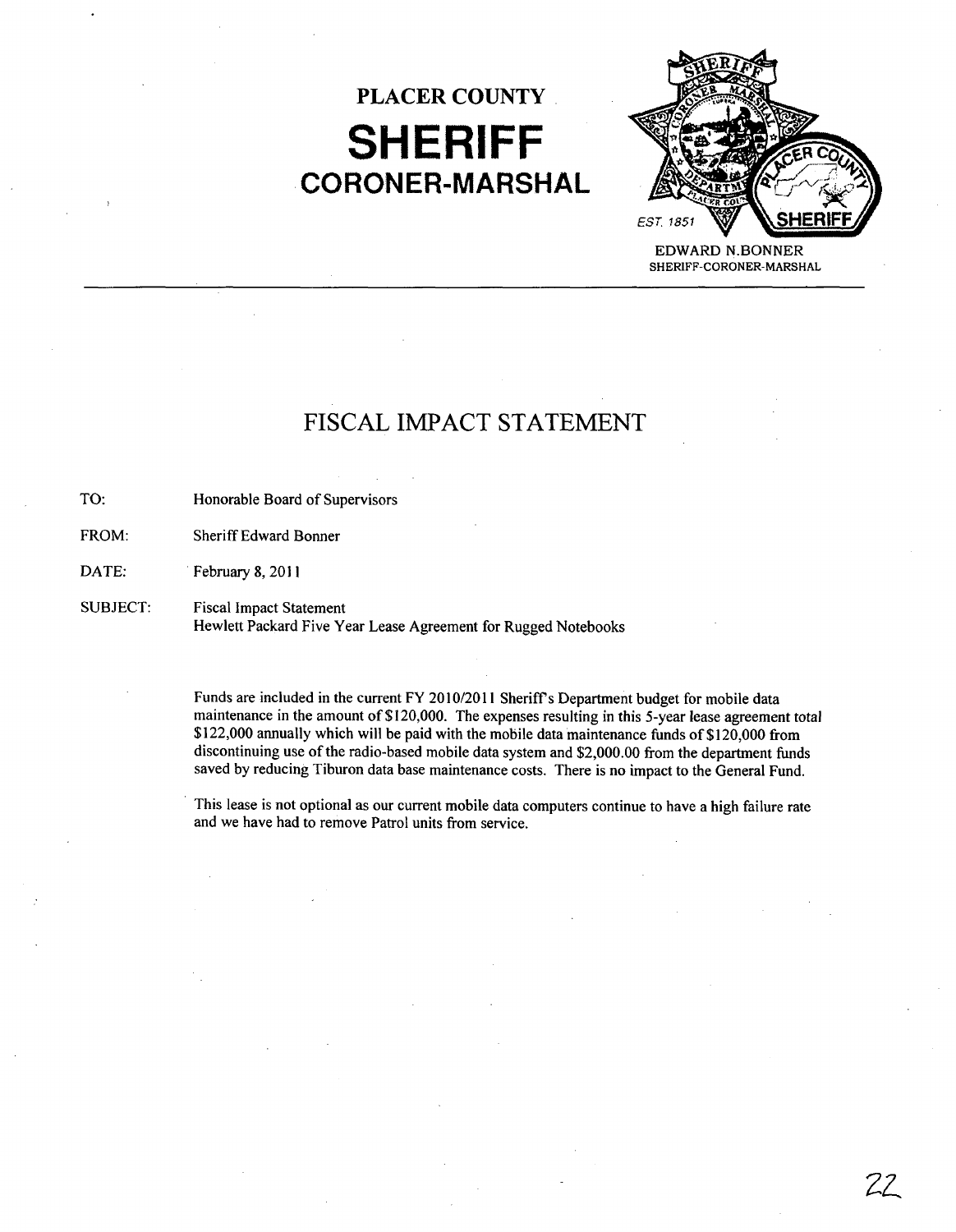PLACER COUNTY

# SHERIFF

## CORONER-MARSHAL

EDWARD N.BONNER
SHERIFF-CORONER-MARSHAL

# FISCAL IMPACT STATEMENT

TO: Honorable Board of Supervisors

FROM: Sheriff Edward Bonner

DATE: February 8, 2011

SUBJECT: Fiscal Impact Statement
Hewlett Packard Five Year Lease Agreement for Rugged Notebooks

Funds are included in the current FY 2010/2011 Sheriff's Department budget for mobile data maintenance in the amount of $120,000. The expenses resulting in this 5-year lease agreement total $122,000 annually which will be paid with the mobile data maintenance funds of $120,000 from discontinuing use of the radio-based mobile data system and $2,000.00 from the department funds saved by reducing Tiburon data base maintenance costs. There is no impact to the General Fund.

This lease is not optional as our current mobile data computers continue to have a high failure rate and we have had to remove Patrol units from service.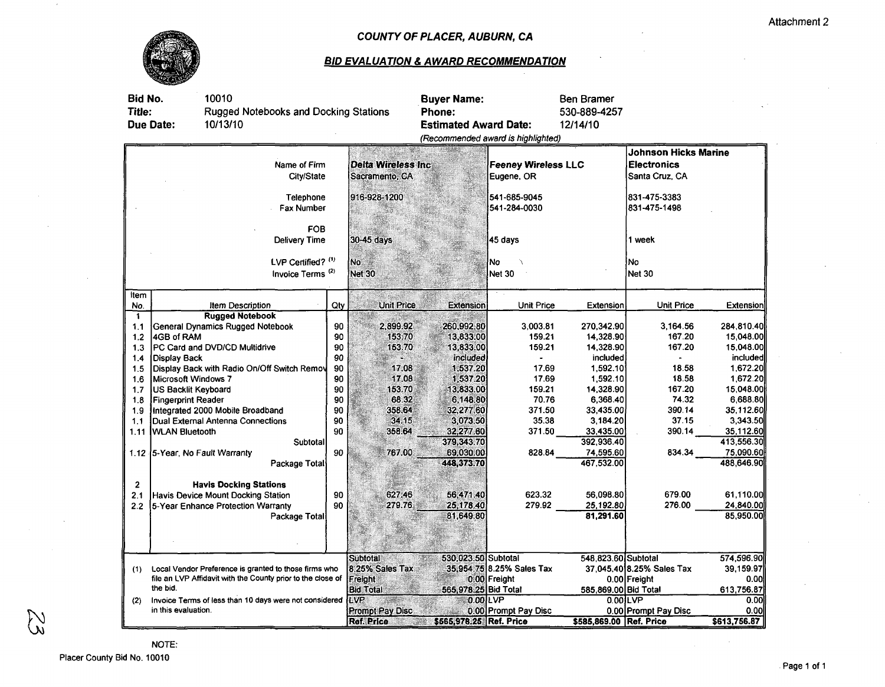Attachment 2

# COUNTY OF PLACER, AUBURN, CA

## BID EVALUATION & AWARD RECOMMENDATION

**Bid No.** 10010
**Title:** Rugged Notebooks and Docking Stations
**Due Date:** 10/13/10

**Buyer Name:** Ben Bramer
**Phone:** 530-889-4257
**Estimated Award Date:** 12/14/10

*(Recommended award is highlighted)*

| | | | Delta Wireless Inc | | Feeney Wireless LLC | | Johnson Hicks Marine Electronics | |
|---|---|---|---|---|---|---|---|---|
| | Name of Firm | | Delta Wireless Inc | | Feeney Wireless LLC | | Johnson Hicks Marine Electronics | |
| | City/State | | Sacramento, CA | | Eugene, OR | | Santa Cruz, CA | |
| | Telephone | | 916-928-1200 | | 541-685-9045 | | 831-475-3383 | |
| | Fax Number | | | | 541-284-0030 | | 831-475-1498 | |
| | FOB | | | | | | | |
| | Delivery Time | | 30-45 days | | 45 days | | 1 week | |
| | LVP Certified? [1] | | No | | No | | No | |
| | Invoice Terms [2] | | Net 30 | | Net 30 | | Net 30 | |
| **Item No.** | **Item Description** | **Qty** | **Unit Price** | **Extension** | **Unit Price** | **Extension** | **Unit Price** | **Extension** |
| **1** | **Rugged Notebook** | | | | | | | |
| 1.1 | General Dynamics Rugged Notebook | 90 | 2,899.92 | 260,992.80 | 3,003.81 | 270,342.90 | 3,164.56 | 284,810.40 |
| 1.2 | 4GB of RAM | 90 | 153.70 | 13,833.00 | 159.21 | 14,328.90 | 167.20 | 15,048.00 |
| 1.3 | PC Card and DVD/CD Multidrive | 90 | 153.70 | 13,833.00 | 159.21 | 14,328.90 | 167.20 | 15,048.00 |
| 1.4 | Display Back | 90 | - | included | - | included | - | included |
| 1.5 | Display Back with Radio On/Off Switch Remov | 90 | 17.08 | 1,537.20 | 17.69 | 1,592.10 | 18.58 | 1,672.20 |
| 1.6 | Microsoft Windows 7 | 90 | 17.08 | 1,537.20 | 17.69 | 1,592.10 | 18.58 | 1,672.20 |
| 1.7 | US Backlit Keyboard | 90 | 153.70 | 13,833.00 | 159.21 | 14,328.90 | 167.20 | 15,048.00 |
| 1.8 | Fingerprint Reader | 90 | 68.32 | 6,148.80 | 70.76 | 6,368.40 | 74.32 | 6,688.80 |
| 1.9 | Integrated 2000 Mobile Broadband | 90 | 358.64 | 32,277.60 | 371.50 | 33,435.00 | 390.14 | 35,112.60 |
| 1.1 | Dual External Antenna Connections | 90 | 34.15 | 3,073.50 | 35.38 | 3,184.20 | 37.15 | 3,343.50 |
| 1.11 | WLAN Bluetooth | 90 | 358.64 | 32,277.60 | 371.50 | 33,435.00 | 390.14 | 35,112.60 |
| | Subtotal | | | 379,343.70 | | 392,936.40 | | 413,556.30 |
| 1.12 | 5-Year, No Fault Warranty | 90 | 767.00 | 69,030.00 | 828.84 | 74,595.60 | 834.34 | 75,090.60 |
| | Package Total | | | 448,373.70 | | 467,532.00 | | 488,646.90 |
| **2** | **Havis Docking Stations** | | | | | | | |
| 2.1 | Havis Device Mount Docking Station | 90 | 627.46 | 56,471.40 | 623.32 | 56,098.80 | 679.00 | 61,110.00 |
| 2.2 | 5-Year Enhance Protection Warranty | 90 | 279.76 | 25,178.40 | 279.92 | 25,192.80 | 276.00 | 24,840.00 |
| | Package Total | | | 81,649.80 | | 81,291.60 | | 85,950.00 |
| | | | Subtotal | 530,023.50 | Subtotal | 548,823.60 | Subtotal | 574,596.90 |
| | | | 8.25% Sales Tax | 35,954.75 | 8.25% Sales Tax | 37,045.40 | 8.25% Sales Tax | 39,159.97 |
| | | | Freight | 0.00 | Freight | 0.00 | Freight | 0.00 |
| | | | Bid Total | 565,978.25 | Bid Total | 585,869.00 | Bid Total | 613,756.87 |
| | | | LVP | 0.00 | LVP | 0.00 | LVP | 0.00 |
| | | | Prompt Pay Disc | 0.00 | Prompt Pay Disc | 0.00 | Prompt Pay Disc | 0.00 |
| | | | **Ref. Price** | **$565,978.25** | **Ref. Price** | **$585,869.00** | **Ref. Price** | **$613,756.87** |

(1) Local Vendor Preference is granted to those firms who file an LVP Affidavit with the County prior to the close of the bid.

(2) Invoice Terms of less than 10 days were not considered in this evaluation.

NOTE:

Placer County Bid No. 10010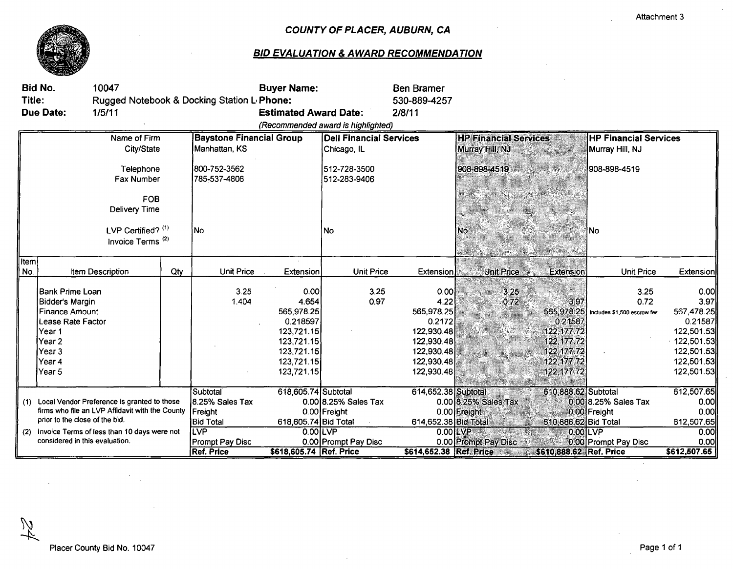Attachment 3

## *COUNTY OF PLACER, AUBURN, CA*

## *BID EVALUATION & AWARD RECOMMENDATION*

**Bid No.** 10047
**Title:** Rugged Notebook & Docking Station L
**Due Date:** 1/5/11

**Buyer Name:** Ben Bramer
**Phone:** 530-889-4257
**Estimated Award Date:** 2/8/11

*(Recommended award is highlighted)*

| Item No. | Item Description | Qty | Baystone Financial Group Unit Price | Baystone Financial Group Extension | Dell Financial Services Unit Price | Dell Financial Services Extension | HP Financial Services Unit Price | HP Financial Services Extension | HP Financial Services Unit Price | HP Financial Services Extension |
|---|---|---|---|---|---|---|---|---|---|---|
| | Name of Firm | | Baystone Financial Group | | Dell Financial Services | | HP Financial Services | | HP Financial Services | |
| | City/State | | Manhattan, KS | | Chicago, IL | | Murray Hill, NJ | | Murray Hill, NJ | |
| | Telephone | | 800-752-3562 | | 512-728-3500 | | 908-898-4519 | | 908-898-4519 | |
| | Fax Number | | 785-537-4806 | | 512-283-9406 | | | | | |
| | FOB | | | | | | | | | |
| | Delivery Time | | | | | | | | | |
| | LVP Certified? (1) | | No | | No | | No | | No | |
| | Invoice Terms (2) | | | | | | | | | |
| | Bank Prime Loan | | 3.25 | 0.00 | 3.25 | 0.00 | 3.25 | | 3.25 | 0.00 |
| | Bidder's Margin | | 1.404 | 4.654 | 0.97 | 4.22 | 0.72 | 3.97 | 0.72 | 3.97 |
| | Finance Amount | | | 565,978.25 | | 565,978.25 | | 565,978.25 | Includes $1,500 escrow fee | 567,478.25 |
| | Lease Rate Factor | | | 0.218597 | | 0.2172 | | 0.21587 | | 0.21587 |
| | Year 1 | | | 123,721.15 | | 122,930.48 | | 122,177.72 | | 122,501.53 |
| | Year 2 | | | 123,721.15 | | 122,930.48 | | 122,177.72 | | 122,501.53 |
| | Year 3 | | | 123,721.15 | | 122,930.48 | | 122,177.72 | | 122,501.53 |
| | Year 4 | | | 123,721.15 | | 122,930.48 | | 122,177.72 | | 122,501.53 |
| | Year 5 | | | 123,721.15 | | 122,930.48 | | 122,177.72 | | 122,501.53 |
| | | | Subtotal | 618,605.74 | Subtotal | 614,652.38 | Subtotal | 610,888.62 | Subtotal | 612,507.65 |
| | | | 8.25% Sales Tax | 0.00 | 8.25% Sales Tax | 0.00 | 8.25% Sales Tax | 0.00 | 8.25% Sales Tax | 0.00 |
| | | | Freight | 0.00 | Freight | 0.00 | Freight | 0.00 | Freight | 0.00 |
| | | | Bid Total | 618,605.74 | Bid Total | 614,652.38 | Bid Total | 610,888.62 | Bid Total | 612,507.65 |
| | | | LVP | 0.00 | LVP | 0.00 | LVP | 0.00 | LVP | 0.00 |
| | | | Prompt Pay Disc | 0.00 | Prompt Pay Disc | 0.00 | Prompt Pay Disc | 0.00 | Prompt Pay Disc | 0.00 |
| | | | **Ref. Price** | **$618,605.74** | **Ref. Price** | **$614,652.38** | **Ref. Price** | **$610,888.62** | **Ref. Price** | **$612,507.65** |

(1) Local Vendor Preference is granted to those firms who file an LVP Affidavit with the County prior to the close of the bid.

(2) Invoice Terms of less than 10 days were not considered in this evaluation.

24

Placer County Bid No. 10047